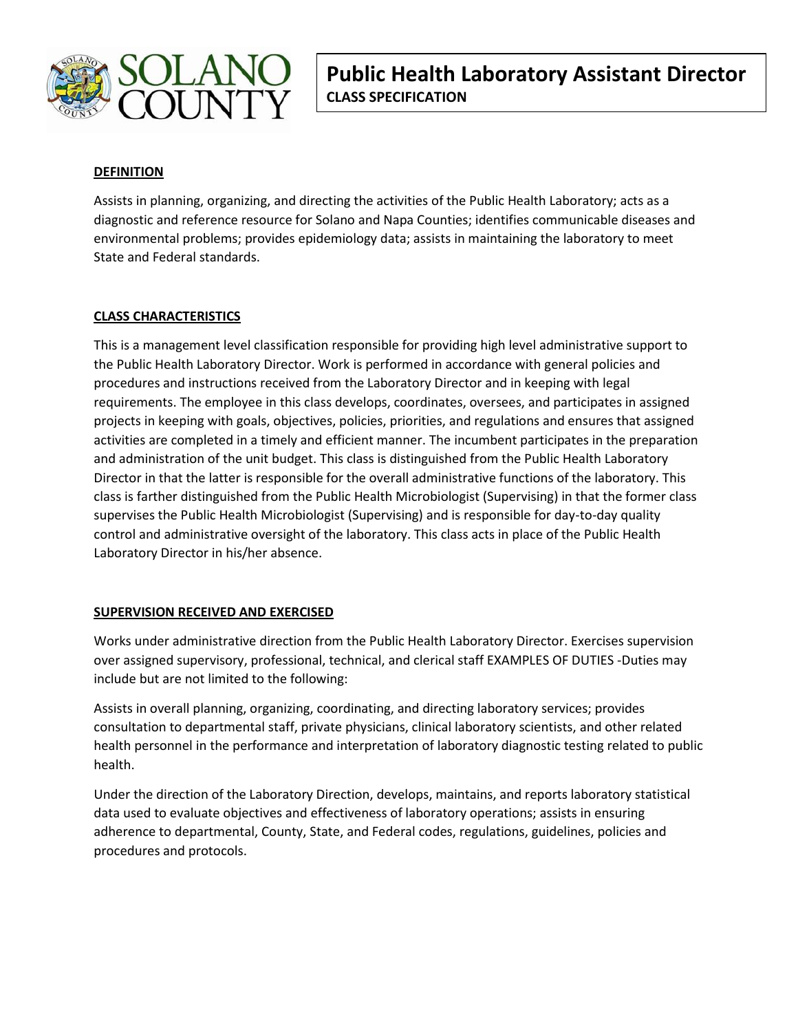SOLANO COUNTY

# Public Health Laboratory Assistant Director

**CLASS SPECIFICATION**

## DEFINITION

Assists in planning, organizing, and directing the activities of the Public Health Laboratory; acts as a diagnostic and reference resource for Solano and Napa Counties; identifies communicable diseases and environmental problems; provides epidemiology data; assists in maintaining the laboratory to meet State and Federal standards.

## CLASS CHARACTERISTICS

This is a management level classification responsible for providing high level administrative support to the Public Health Laboratory Director. Work is performed in accordance with general policies and procedures and instructions received from the Laboratory Director and in keeping with legal requirements. The employee in this class develops, coordinates, oversees, and participates in assigned projects in keeping with goals, objectives, policies, priorities, and regulations and ensures that assigned activities are completed in a timely and efficient manner. The incumbent participates in the preparation and administration of the unit budget. This class is distinguished from the Public Health Laboratory Director in that the latter is responsible for the overall administrative functions of the laboratory. This class is farther distinguished from the Public Health Microbiologist (Supervising) in that the former class supervises the Public Health Microbiologist (Supervising) and is responsible for day-to-day quality control and administrative oversight of the laboratory. This class acts in place of the Public Health Laboratory Director in his/her absence.

## SUPERVISION RECEIVED AND EXERCISED

Works under administrative direction from the Public Health Laboratory Director. Exercises supervision over assigned supervisory, professional, technical, and clerical staff EXAMPLES OF DUTIES -Duties may include but are not limited to the following:

Assists in overall planning, organizing, coordinating, and directing laboratory services; provides consultation to departmental staff, private physicians, clinical laboratory scientists, and other related health personnel in the performance and interpretation of laboratory diagnostic testing related to public health.

Under the direction of the Laboratory Direction, develops, maintains, and reports laboratory statistical data used to evaluate objectives and effectiveness of laboratory operations; assists in ensuring adherence to departmental, County, State, and Federal codes, regulations, guidelines, policies and procedures and protocols.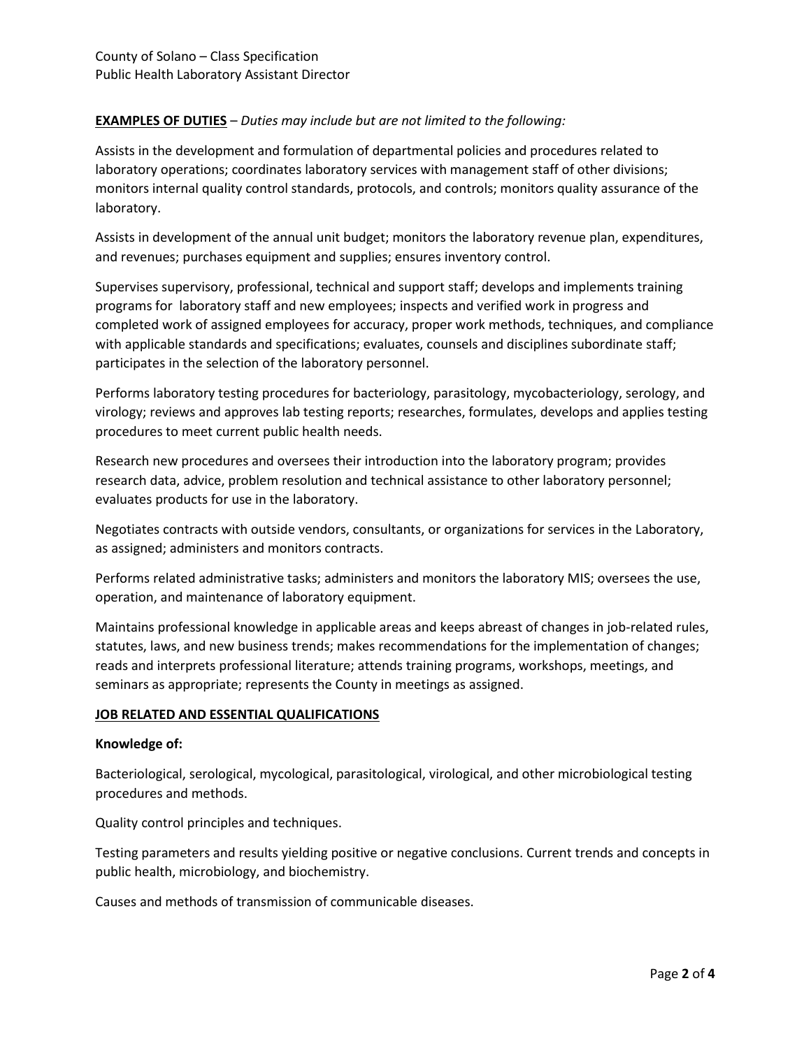**EXAMPLES OF DUTIES** – *Duties may include but are not limited to the following:*

Assists in the development and formulation of departmental policies and procedures related to laboratory operations; coordinates laboratory services with management staff of other divisions; monitors internal quality control standards, protocols, and controls; monitors quality assurance of the laboratory.

Assists in development of the annual unit budget; monitors the laboratory revenue plan, expenditures, and revenues; purchases equipment and supplies; ensures inventory control.

Supervises supervisory, professional, technical and support staff; develops and implements training programs for laboratory staff and new employees; inspects and verified work in progress and completed work of assigned employees for accuracy, proper work methods, techniques, and compliance with applicable standards and specifications; evaluates, counsels and disciplines subordinate staff; participates in the selection of the laboratory personnel.

Performs laboratory testing procedures for bacteriology, parasitology, mycobacteriology, serology, and virology; reviews and approves lab testing reports; researches, formulates, develops and applies testing procedures to meet current public health needs.

Research new procedures and oversees their introduction into the laboratory program; provides research data, advice, problem resolution and technical assistance to other laboratory personnel; evaluates products for use in the laboratory.

Negotiates contracts with outside vendors, consultants, or organizations for services in the Laboratory, as assigned; administers and monitors contracts.

Performs related administrative tasks; administers and monitors the laboratory MIS; oversees the use, operation, and maintenance of laboratory equipment.

Maintains professional knowledge in applicable areas and keeps abreast of changes in job-related rules, statutes, laws, and new business trends; makes recommendations for the implementation of changes; reads and interprets professional literature; attends training programs, workshops, meetings, and seminars as appropriate; represents the County in meetings as assigned.

**JOB RELATED AND ESSENTIAL QUALIFICATIONS**

**Knowledge of:**

Bacteriological, serological, mycological, parasitological, virological, and other microbiological testing procedures and methods.

Quality control principles and techniques.

Testing parameters and results yielding positive or negative conclusions. Current trends and concepts in public health, microbiology, and biochemistry.

Causes and methods of transmission of communicable diseases.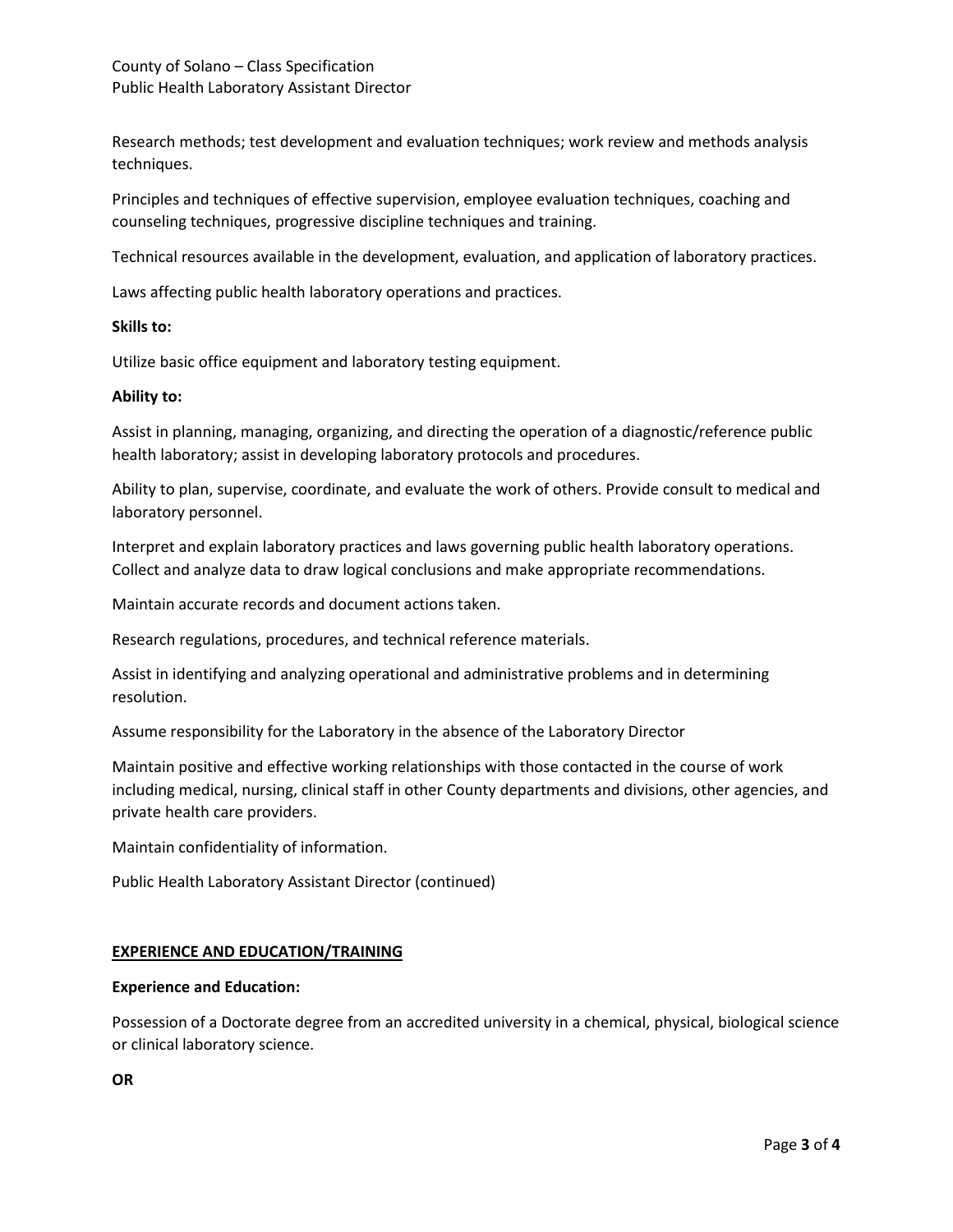Research methods; test development and evaluation techniques; work review and methods analysis techniques.

Principles and techniques of effective supervision, employee evaluation techniques, coaching and counseling techniques, progressive discipline techniques and training.

Technical resources available in the development, evaluation, and application of laboratory practices.

Laws affecting public health laboratory operations and practices.

**Skills to:**

Utilize basic office equipment and laboratory testing equipment.

**Ability to:**

Assist in planning, managing, organizing, and directing the operation of a diagnostic/reference public health laboratory; assist in developing laboratory protocols and procedures.

Ability to plan, supervise, coordinate, and evaluate the work of others. Provide consult to medical and laboratory personnel.

Interpret and explain laboratory practices and laws governing public health laboratory operations. Collect and analyze data to draw logical conclusions and make appropriate recommendations.

Maintain accurate records and document actions taken.

Research regulations, procedures, and technical reference materials.

Assist in identifying and analyzing operational and administrative problems and in determining resolution.

Assume responsibility for the Laboratory in the absence of the Laboratory Director

Maintain positive and effective working relationships with those contacted in the course of work including medical, nursing, clinical staff in other County departments and divisions, other agencies, and private health care providers.

Maintain confidentiality of information.

Public Health Laboratory Assistant Director (continued)

## EXPERIENCE AND EDUCATION/TRAINING

**Experience and Education:**

Possession of a Doctorate degree from an accredited university in a chemical, physical, biological science or clinical laboratory science.

**OR**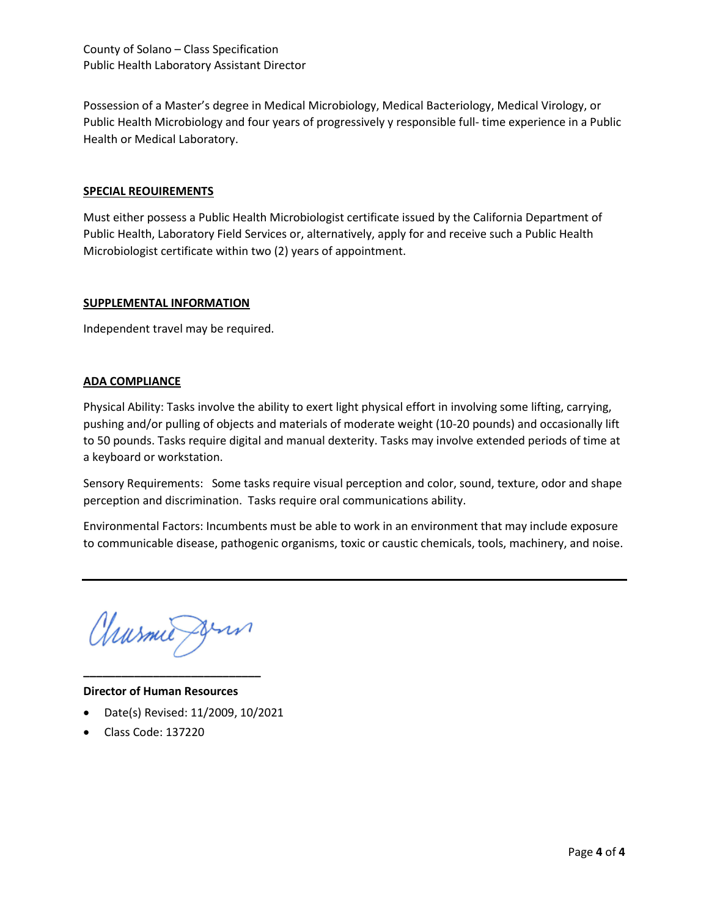Possession of a Master's degree in Medical Microbiology, Medical Bacteriology, Medical Virology, or Public Health Microbiology and four years of progressively y responsible full- time experience in a Public Health or Medical Laboratory.

## SPECIAL REOUIREMENTS

Must either possess a Public Health Microbiologist certificate issued by the California Department of Public Health, Laboratory Field Services or, alternatively, apply for and receive such a Public Health Microbiologist certificate within two (2) years of appointment.

## SUPPLEMENTAL INFORMATION

Independent travel may be required.

## ADA COMPLIANCE

Physical Ability: Tasks involve the ability to exert light physical effort in involving some lifting, carrying, pushing and/or pulling of objects and materials of moderate weight (10-20 pounds) and occasionally lift to 50 pounds. Tasks require digital and manual dexterity. Tasks may involve extended periods of time at a keyboard or workstation.

Sensory Requirements: Some tasks require visual perception and color, sound, texture, odor and shape perception and discrimination. Tasks require oral communications ability.

Environmental Factors: Incumbents must be able to work in an environment that may include exposure to communicable disease, pathogenic organisms, toxic or caustic chemicals, tools, machinery, and noise.

---

\_\_\_\_\_\_\_\_\_\_\_\_\_\_\_\_\_\_\_\_\_\_\_\_\_\_\_\_

**Director of Human Resources**

- Date(s) Revised: 11/2009, 10/2021
- Class Code: 137220